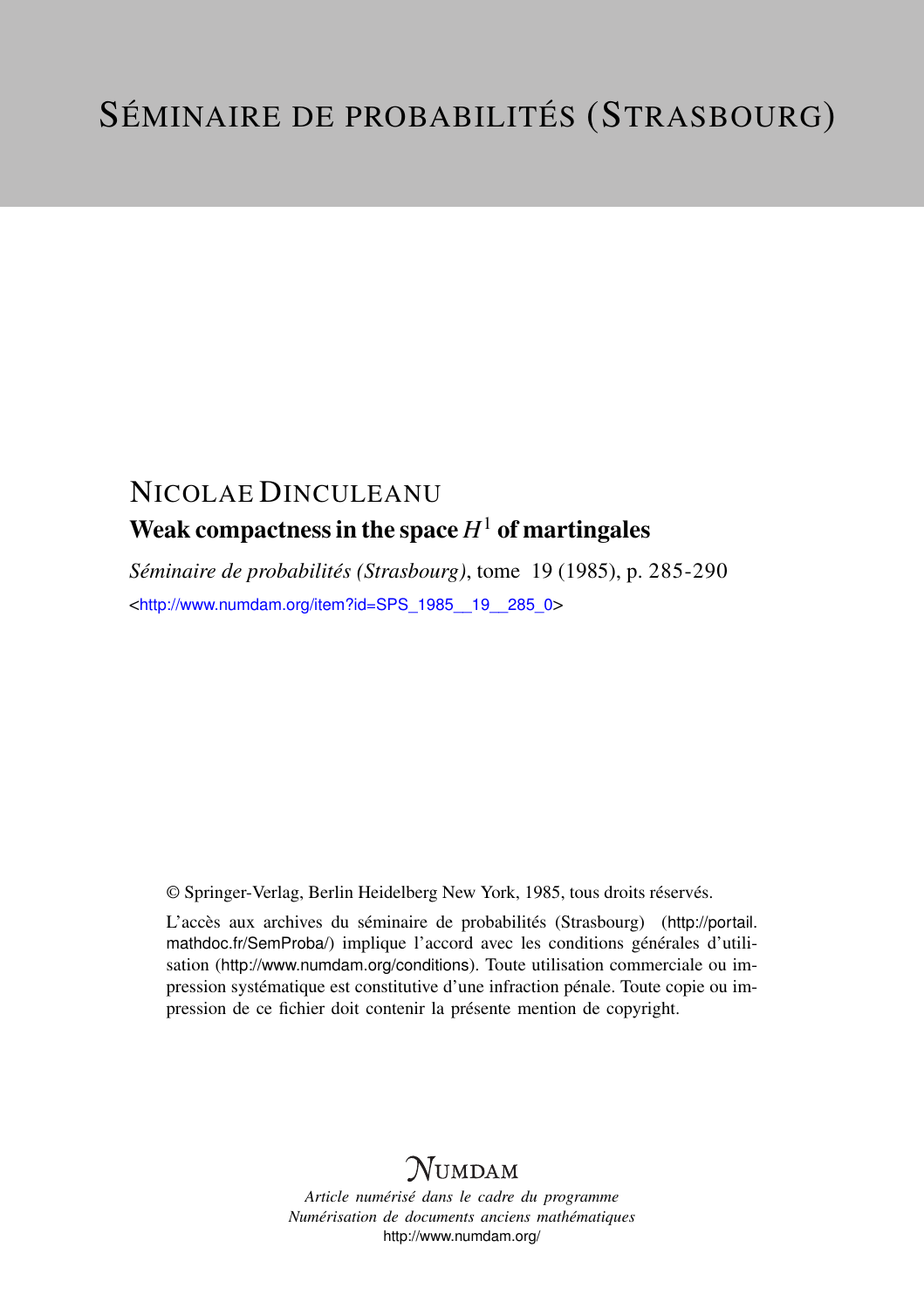# Séminaire de probabilités (Strasbourg)

## Nicolae Dinculeanu

### Weak compactness in the space $H^1$ of martingales

*Séminaire de probabilités (Strasbourg)*, tome 19 (1985), p. 285-290

<http://www.numdam.org/item?id=SPS_1985__19__285_0>

© Springer-Verlag, Berlin Heidelberg New York, 1985, tous droits réservés.

L'accès aux archives du séminaire de probabilités (Strasbourg) (http://portail.mathdoc.fr/SemProba/) implique l'accord avec les conditions générales d'utilisation (http://www.numdam.org/conditions). Toute utilisation commerciale ou impression systématique est constitutive d'une infraction pénale. Toute copie ou impression de ce fichier doit contenir la présente mention de copyright.

NUMDAM

*Article numérisé dans le cadre du programme*
*Numérisation de documents anciens mathématiques*
http://www.numdam.org/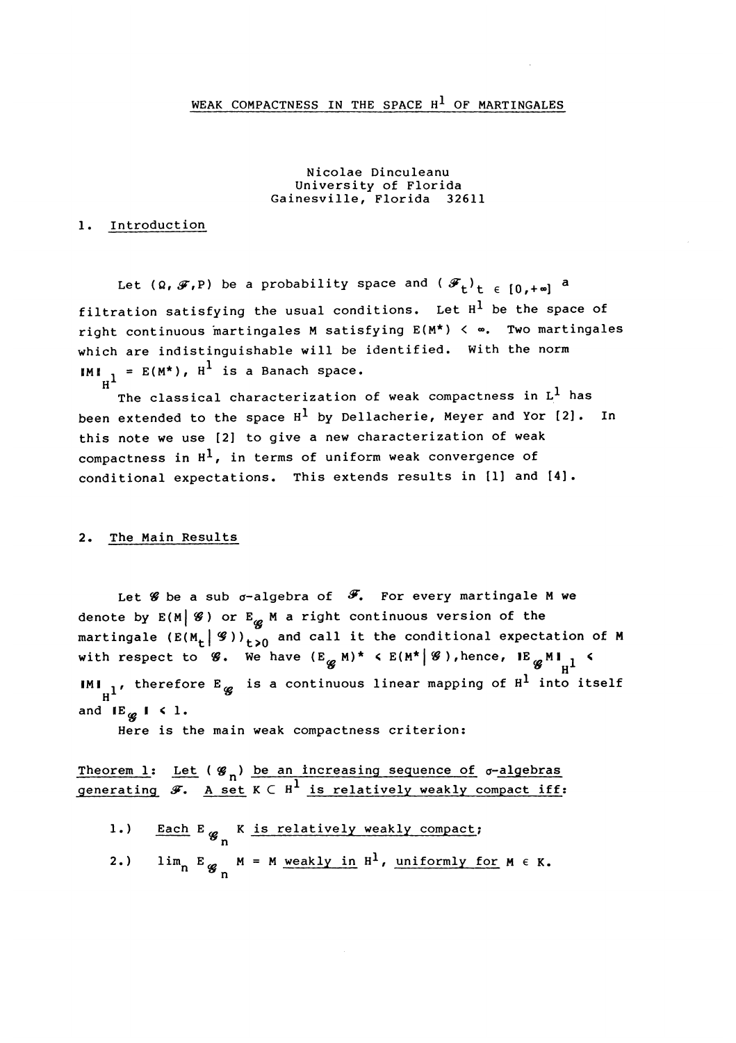# WEAK COMPACTNESS IN THE SPACE $H^1$ OF MARTINGALES

Nicolae Dinculeanu
University of Florida
Gainesville, Florida 32611

## 1. Introduction

Let $(\Omega, \mathcal{F}, P)$ be a probability space and $(\mathcal{F}_t)_{t \in [0,+\infty]}$ a filtration satisfying the usual conditions. Let $H^1$ be the space of right continuous martingales M satisfying $E(M^*) < \infty$. Two martingales which are indistinguishable will be identified. With the norm $\|M\|_{H^1} = E(M^*)$, $H^1$ is a Banach space.

The classical characterization of weak compactness in $L^1$ has been extended to the space $H^1$ by Dellacherie, Meyer and Yor [2]. In this note we use [2] to give a new characterization of weak compactness in $H^1$, in terms of uniform weak convergence of conditional expectations. This extends results in [1] and [4].

## 2. The Main Results

Let $\mathcal{G}$ be a sub $\sigma$-algebra of $\mathcal{F}$. For every martingale M we denote by $E(M|\mathcal{G})$ or $E_{\mathcal{G}}M$ a right continuous version of the martingale $(E(M_t|\mathcal{G}))_{t \geq 0}$ and call it the conditional expectation of M with respect to $\mathcal{G}$. We have $(E_{\mathcal{G}}M)^* \leq E(M^*|\mathcal{G})$, hence, $\|E_{\mathcal{G}}M\|_{H^1} \leq \|M\|_{H^1}$, therefore $E_{\mathcal{G}}$ is a continuous linear mapping of $H^1$ into itself and $\|E_{\mathcal{G}}\| \leq 1$.

Here is the main weak compactness criterion:

<u>Theorem 1: Let $(\mathcal{G}_n)$ be an increasing sequence of $\sigma$-algebras generating $\mathcal{F}$. A set $K \subset H^1$ is relatively weakly compact iff:</u>

1.) <u>Each $E_{\mathcal{G}_n}K$ is relatively weakly compact;</u>

2.) $\lim_n E_{\mathcal{G}_n} M = M$ <u>weakly in $H^1$, uniformly for $M \in K$.</u>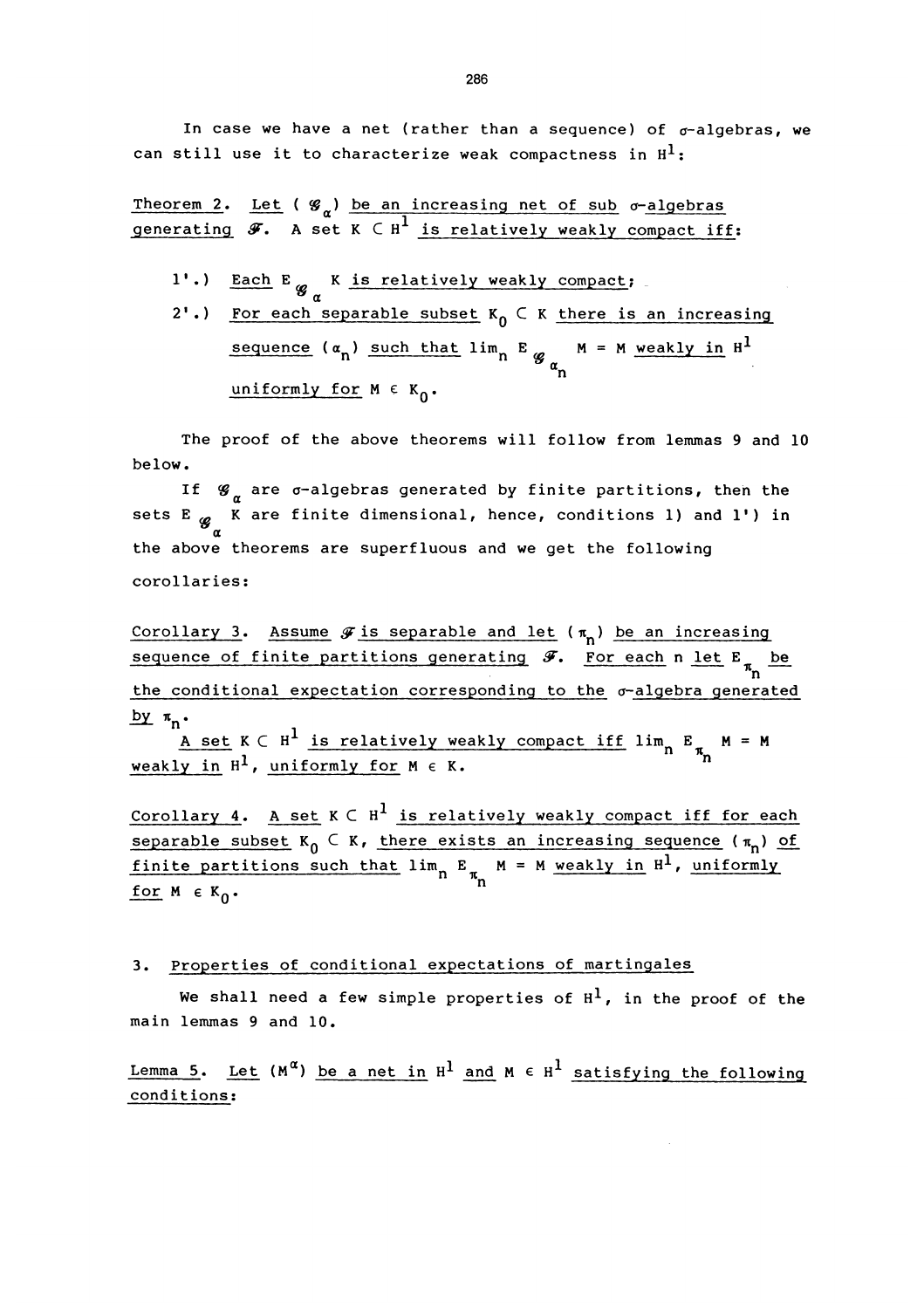In case we have a net (rather than a sequence) of $\sigma$-algebras, we can still use it to characterize weak compactness in $H^1$:

Theorem 2. *Let $(\mathscr{G}_\alpha)$ be an increasing net of sub $\sigma$-algebras generating $\mathscr{F}$. A set $K \subset H^1$ is relatively weakly compact iff:*

1'.) *Each $E_{\mathscr{G}_\alpha} K$ is relatively weakly compact;*
2'.) *For each separable subset $K_0 \subset K$ there is an increasing sequence $(\alpha_n)$ such that $\lim_n E_{\mathscr{G}_{\alpha_n}} M = M$ weakly in $H^1$ uniformly for $M \in K_0$.*

The proof of the above theorems will follow from lemmas 9 and 10 below.

If $\mathscr{G}_\alpha$ are $\sigma$-algebras generated by finite partitions, then the sets $E_{\mathscr{G}_\alpha} K$ are finite dimensional, hence, conditions 1) and 1') in the above theorems are superfluous and we get the following corollaries:

Corollary 3. *Assume $\mathscr{F}$ is separable and let $(\pi_n)$ be an increasing sequence of finite partitions generating $\mathscr{F}$. For each n let $E_{\pi_n}$ be the conditional expectation corresponding to the $\sigma$-algebra generated by $\pi_n$.*

*A set $K \subset H^1$ is relatively weakly compact iff $\lim_n E_{\pi_n} M = M$ weakly in $H^1$, uniformly for $M \in K$.*

Corollary 4. *A set $K \subset H^1$ is relatively weakly compact iff for each separable subset $K_0 \subset K$, there exists an increasing sequence $(\pi_n)$ of finite partitions such that $\lim_n E_{\pi_n} M = M$ weakly in $H^1$, uniformly for $M \in K_0$.*

## 3. Properties of conditional expectations of martingales

We shall need a few simple properties of $H^1$, in the proof of the main lemmas 9 and 10.

Lemma 5. *Let $(M^\alpha)$ be a net in $H^1$ and $M \in H^1$ satisfying the following conditions:*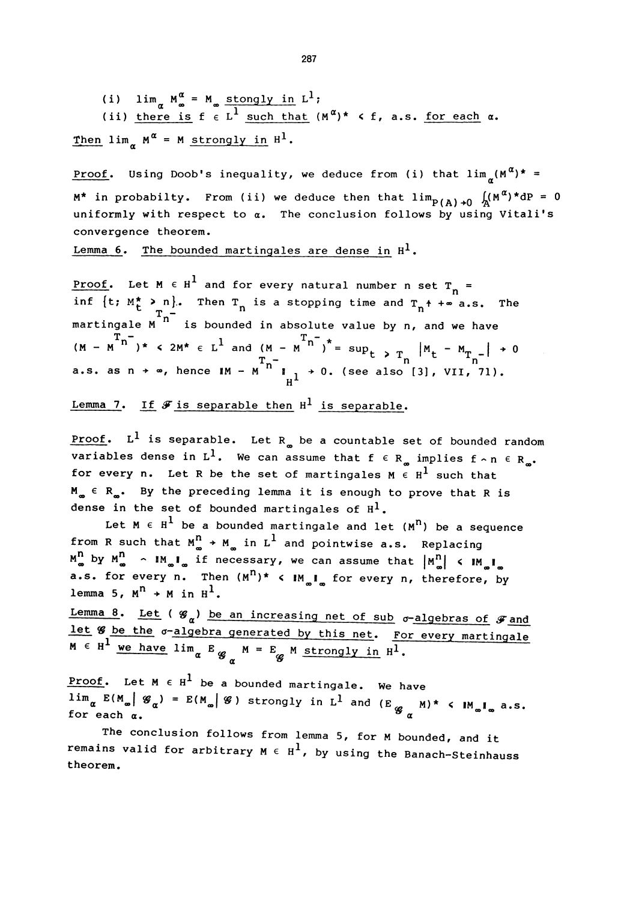(i) $\lim_\alpha M^\alpha_\infty = M_\infty$ stongly in $L^1$;

(ii) there is $f \in L^1$ such that $(M^\alpha)^* \leq f$, a.s. for each $\alpha$.

Then $\lim_\alpha M^\alpha = M$ strongly in $H^1$.

*Proof.* Using Doob's inequality, we deduce from (i) that $\lim_\alpha (M^\alpha)^* = M^*$ in probabilty. From (ii) we deduce then that $\lim_{P(A)\to 0} \int_A (M^\alpha)^* dP = 0$ uniformly with respect to $\alpha$. The conclusion follows by using Vitali's convergence theorem.

**Lemma 6.** The bounded martingales are dense in $H^1$.

*Proof.* Let $M \in H^1$ and for every natural number n set $T_n = \inf\{t;\ M^*_t > n\}$. Then $T_n$ is a stopping time and $T_n \uparrow +\infty$ a.s. The martingale $M^{T_n-}$ is bounded in absolute value by n, and we have $(M - M^{T_n-})^* \leq 2M^* \in L^1$ and $(M - M^{T_n-})^* = \sup_{t > T_n} |M_t - M_{T_n-}| \to 0$ a.s. as $n \to \infty$, hence $\|M - M^{T_n-}\|_{H^1} \to 0$. (see also [3], VII, 71).

**Lemma 7.** If $\mathcal{F}$ is separable then $H^1$ is separable.

*Proof.* $L^1$ is separable. Let $R_\infty$ be a countable set of bounded random variables dense in $L^1$. We can assume that $f \in R_\infty$ implies $f \wedge n \in R_\infty$ for every n. Let R be the set of martingales $M \in H^1$ such that $M_\infty \in R_\infty$. By the preceding lemma it is enough to prove that R is dense in the set of bounded martingales of $H^1$.

Let $M \in H^1$ be a bounded martingale and let $(M^n)$ be a sequence from R such that $M^n_\infty \to M_\infty$ in $L^1$ and pointwise a.s. Replacing $M^n_\infty$ by $M^n_\infty \wedge \|M_\infty\|_\infty$ if necessary, we can assume that $|M^n_\infty| \leq \|M_\infty\|_\infty$ a.s. for every n. Then $(M^n)^* \leq \|M_\infty\|_\infty$ for every n, therefore, by lemma 5, $M^n \to M$ in $H^1$.

**Lemma 8.** Let $(\mathcal{G}_\alpha)$ be an increasing net of sub $\sigma$-algebras of $\mathcal{F}$ and let $\mathcal{G}$ be the $\sigma$-algebra generated by this net. For every martingale $M \in H^1$ we have $\lim_\alpha E_{\mathcal{G}_\alpha} M = E_{\mathcal{G}} M$ strongly in $H^1$.

*Proof.* Let $M \in H^1$ be a bounded martingale. We have $\lim_\alpha E(M_\infty | \mathcal{G}_\alpha) = E(M_\infty | \mathcal{G})$ strongly in $L^1$ and $(E_{\mathcal{G}_\alpha} M)^* \leq \|M_\infty\|_\infty$ a.s. for each $\alpha$.

The conclusion follows from lemma 5, for M bounded, and it remains valid for arbitrary $M \in H^1$, by using the Banach-Steinhauss theorem.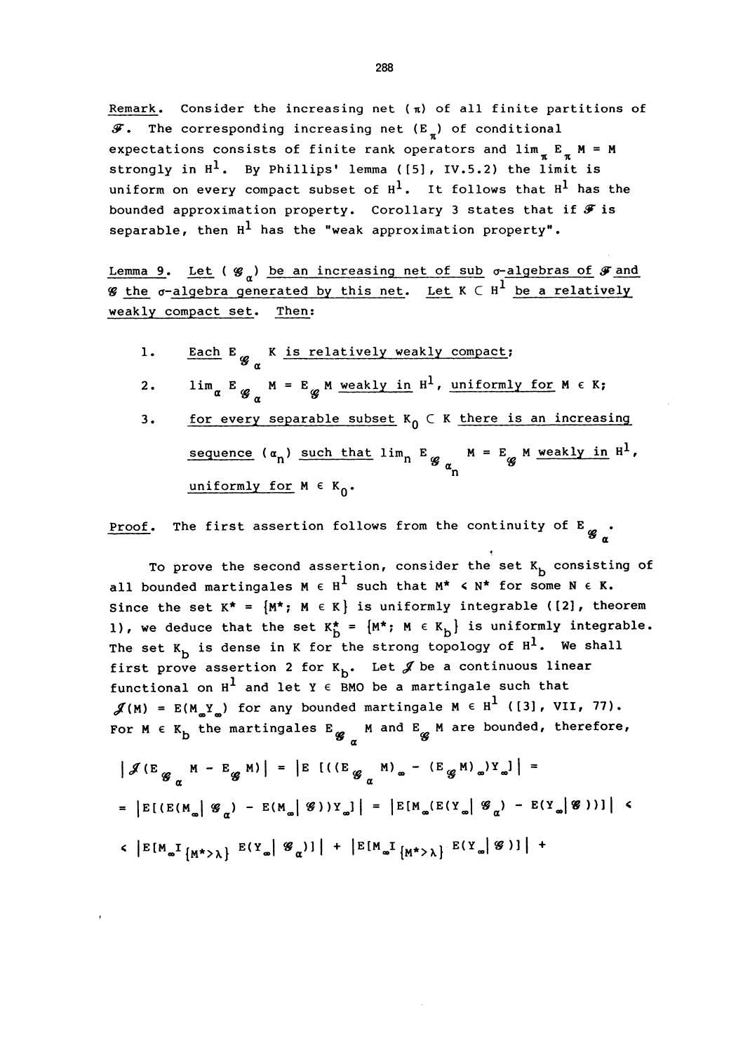<u>Remark</u>. Consider the increasing net $(\pi)$ of all finite partitions of $\mathscr{F}$. The corresponding increasing net $(E_\pi)$ of conditional expectations consists of finite rank operators and $\lim_\pi E_\pi M = M$ strongly in $H^1$. By Phillips' lemma ([5], IV.5.2) the limit is uniform on every compact subset of $H^1$. It follows that $H^1$ has the bounded approximation property. Corollary 3 states that if $\mathscr{F}$ is separable, then $H^1$ has the "weak approximation property".

<u>Lemma 9</u>. *Let $(\mathscr{G}_\alpha)$ be an increasing net of sub $\sigma$-algebras of $\mathscr{F}$ and $\mathscr{G}$ the $\sigma$-algebra generated by this net. Let $K \subset H^1$ be a relatively weakly compact set. Then:*

1. *Each $E_{\mathscr{G}_\alpha} K$ is relatively weakly compact;*
2. *$\lim_\alpha E_{\mathscr{G}_\alpha} M = E_{\mathscr{G}} M$ weakly in $H^1$, uniformly for $M \in K$;*
3. *for every separable subset $K_0 \subset K$ there is an increasing sequence $(\alpha_n)$ such that $\lim_n E_{\mathscr{G}_{\alpha_n}} M = E_{\mathscr{G}} M$ weakly in $H^1$, uniformly for $M \in K_0$.*

<u>Proof</u>. The first assertion follows from the continuity of $E_{\mathscr{G}_\alpha}$.

To prove the second assertion, consider the set $K_b$ consisting of all bounded martingales $M \in H^1$ such that $M^* \leq N^*$ for some $N \in K$. Since the set $K^* = \{M^*;\ M \in K\}$ is uniformly integrable ([2], theorem 1), we deduce that the set $K_b^* = \{M^*;\ M \in K_b\}$ is uniformly integrable. The set $K_b$ is dense in $K$ for the strong topology of $H^1$. We shall first prove assertion 2 for $K_b$. Let $\mathscr{J}$ be a continuous linear functional on $H^1$ and let $Y \in BMO$ be a martingale such that $\mathscr{J}(M) = E(M_\infty Y_\infty)$ for any bounded martingale $M \in H^1$ ([3], VII, 77). For $M \in K_b$ the martingales $E_{\mathscr{G}_\alpha} M$ and $E_{\mathscr{G}} M$ are bounded, therefore,

$$\left|\mathscr{J}(E_{\mathscr{G}_\alpha} M - E_{\mathscr{G}} M)\right| = \left|E\,[((E_{\mathscr{G}_\alpha} M)_\infty - (E_{\mathscr{G}} M)_\infty)Y_\infty]\right| =$$

$$= \left|E[(E(M_\infty|\,\mathscr{G}_\alpha) - E(M_\infty|\,\mathscr{G}))Y_\infty]\right| = \left|E[M_\infty(E(Y_\infty|\,\mathscr{G}_\alpha) - E(Y_\infty|\,\mathscr{G}))]\right| \leq$$

$$\leq \left|E[M_\infty I_{\{M^*>\lambda\}}\, E(Y_\infty|\,\mathscr{G}_\alpha)]\right| + \left|E[M_\infty I_{\{M^*>\lambda\}}\, E(Y_\infty|\,\mathscr{G})]\right| +$$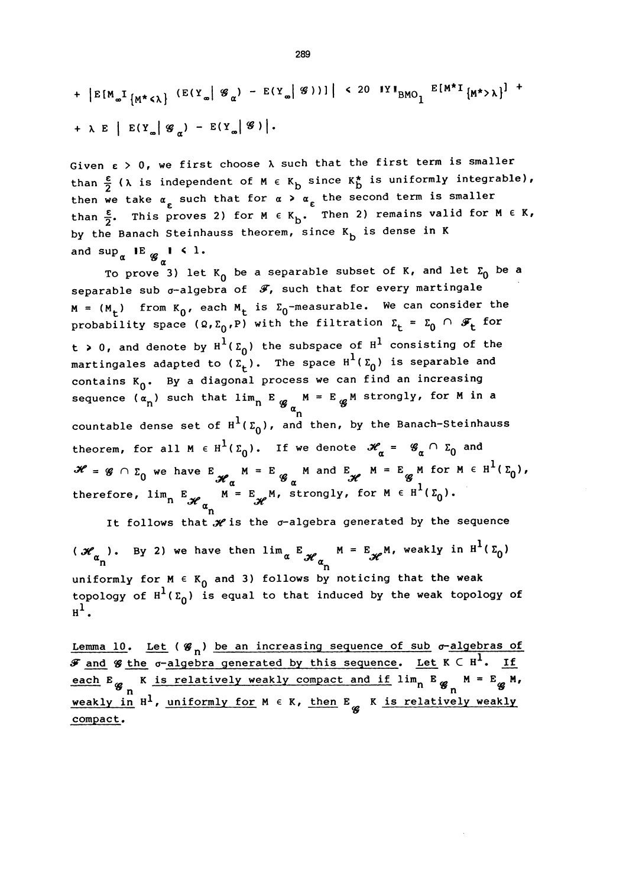$$+ \left| E[M_\infty I_{\{M^* < \lambda\}} (E(Y_\infty | \mathscr{G}_\alpha) - E(Y_\infty | \mathscr{G}))] \right| < 20 \ \|Y\|_{BMO_1} \ E[M^* I_{\{M^* > \lambda\}}] +$$

$$+ \lambda \ E \ | \ E(Y_\infty | \mathscr{G}_\alpha) - E(Y_\infty | \mathscr{G}) |.$$

Given $\varepsilon > 0$, we first choose $\lambda$ such that the first term is smaller than $\frac{\varepsilon}{2}$ ($\lambda$ is independent of $M \in K_b$ since $K_b^*$ is uniformly integrable), then we take $\alpha_\varepsilon$ such that for $\alpha > \alpha_\varepsilon$ the second term is smaller than $\frac{\varepsilon}{2}$. This proves 2) for $M \in K_b$. Then 2) remains valid for $M \in K$, by the Banach Steinhauss theorem, since $K_b$ is dense in $K$ and $\sup_\alpha \|E_{\mathscr{G}_\alpha}\| < 1$.

To prove 3) let $K_0$ be a separable subset of $K$, and let $\Sigma_0$ be a separable sub $\sigma$-algebra of $\mathscr{F}$, such that for every martingale $M = (M_t)$ from $K_0$, each $M_t$ is $\Sigma_0$-measurable. We can consider the probability space $(\Omega, \Sigma_0, P)$ with the filtration $\Sigma_t = \Sigma_0 \cap \mathscr{F}_t$ for $t \geq 0$, and denote by $H^1(\Sigma_0)$ the subspace of $H^1$ consisting of the martingales adapted to $(\Sigma_t)$. The space $H^1(\Sigma_0)$ is separable and contains $K_0$. By a diagonal process we can find an increasing sequence $(\alpha_n)$ such that $\lim_n E_{\mathscr{G}_{\alpha_n}} M = E_{\mathscr{G}} M$ strongly, for $M$ in a countable dense set of $H^1(\Sigma_0)$, and then, by the Banach-Steinhauss theorem, for all $M \in H^1(\Sigma_0)$. If we denote $\mathscr{H}_\alpha = \mathscr{G}_\alpha \cap \Sigma_0$ and $\mathscr{H} = \mathscr{G} \cap \Sigma_0$ we have $E_{\mathscr{H}_\alpha} M = E_{\mathscr{G}_\alpha} M$ and $E_{\mathscr{H}} M = E_{\mathscr{G}} M$ for $M \in H^1(\Sigma_0)$, therefore, $\lim_n E_{\mathscr{H}_{\alpha_n}} M = E_{\mathscr{H}} M$, strongly, for $M \in H^1(\Sigma_0)$.

It follows that $\mathscr{H}$ is the $\sigma$-algebra generated by the sequence $(\mathscr{H}_{\alpha_n})$. By 2) we have then $\lim_\alpha E_{\mathscr{H}_{\alpha_n}} M = E_{\mathscr{H}} M$, weakly in $H^1(\Sigma_0)$ uniformly for $M \in K_0$ and 3) follows by noticing that the weak topology of $H^1(\Sigma_0)$ is equal to that induced by the weak topology of $H^1$.

Lemma 10. Let $(\mathscr{G}_n)$ be an increasing sequence of sub $\sigma$-algebras of $\mathscr{F}$ and $\mathscr{G}$ the $\sigma$-algebra generated by this sequence. Let $K \subset H^1$. If each $E_{\mathscr{G}_n} K$ is relatively weakly compact and if $\lim_n E_{\mathscr{G}_n} M = E_{\mathscr{G}} M$, weakly in $H^1$, uniformly for $M \in K$, then $E_{\mathscr{G}} K$ is relatively weakly compact.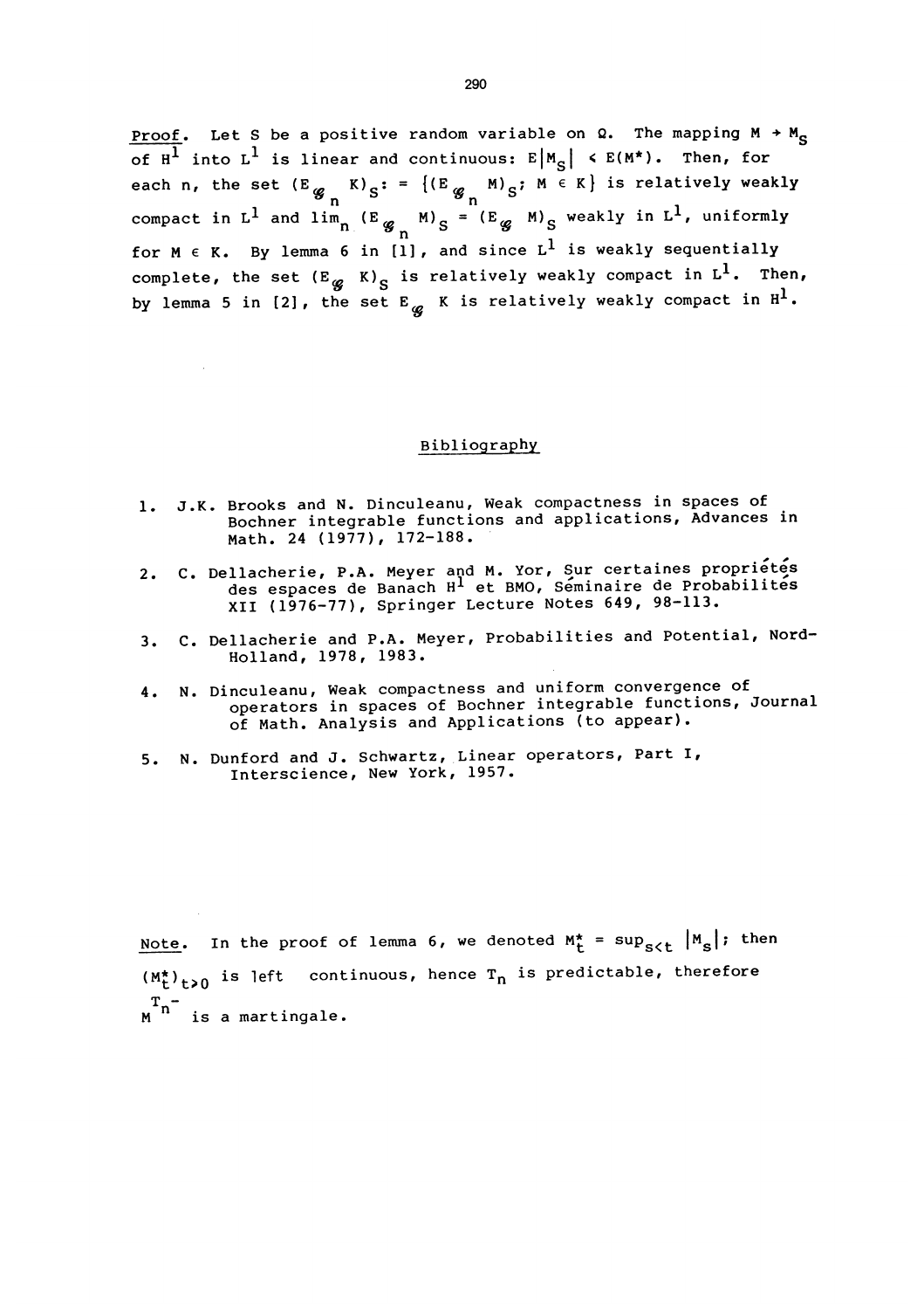*Proof.* Let $S$ be a positive random variable on $\Omega$. The mapping $M \to M_S$ of $H^1$ into $L^1$ is linear and continuous: $E|M_S| \leq E(M^*)$. Then, for each $n$, the set $(E_{\mathscr{G}_n} K)_S := \{(E_{\mathscr{G}_n} M)_S ; M \in K\}$ is relatively weakly compact in $L^1$ and $\lim_n (E_{\mathscr{G}_n} M)_S = (E_{\mathscr{G}} M)_S$ weakly in $L^1$, uniformly for $M \in K$. By lemma 6 in [1], and since $L^1$ is weakly sequentially complete, the set $(E_{\mathscr{G}} K)_S$ is relatively weakly compact in $L^1$. Then, by lemma 5 in [2], the set $E_{\mathscr{G}} K$ is relatively weakly compact in $H^1$.

## Bibliography

1. J.K. Brooks and N. Dinculeanu, Weak compactness in spaces of Bochner integrable functions and applications, Advances in Math. 24 (1977), 172-188.
2. C. Dellacherie, P.A. Meyer and M. Yor, Sur certaines propriétés des espaces de Banach $H^1$ et BMO, Séminaire de Probabilités XII (1976-77), Springer Lecture Notes 649, 98-113.
3. C. Dellacherie and P.A. Meyer, Probabilities and Potential, Nord-Holland, 1978, 1983.
4. N. Dinculeanu, Weak compactness and uniform convergence of operators in spaces of Bochner integrable functions, Journal of Math. Analysis and Applications (to appear).
5. N. Dunford and J. Schwartz, Linear operators, Part I, Interscience, New York, 1957.

*Note.* In the proof of lemma 6, we denoted $M_t^* = \sup_{s<t} |M_s|$; then $(M_t^*)_{t>0}$ is left continuous, hence $T_n$ is predictable, therefore $M^{T_n -}$ is a martingale.